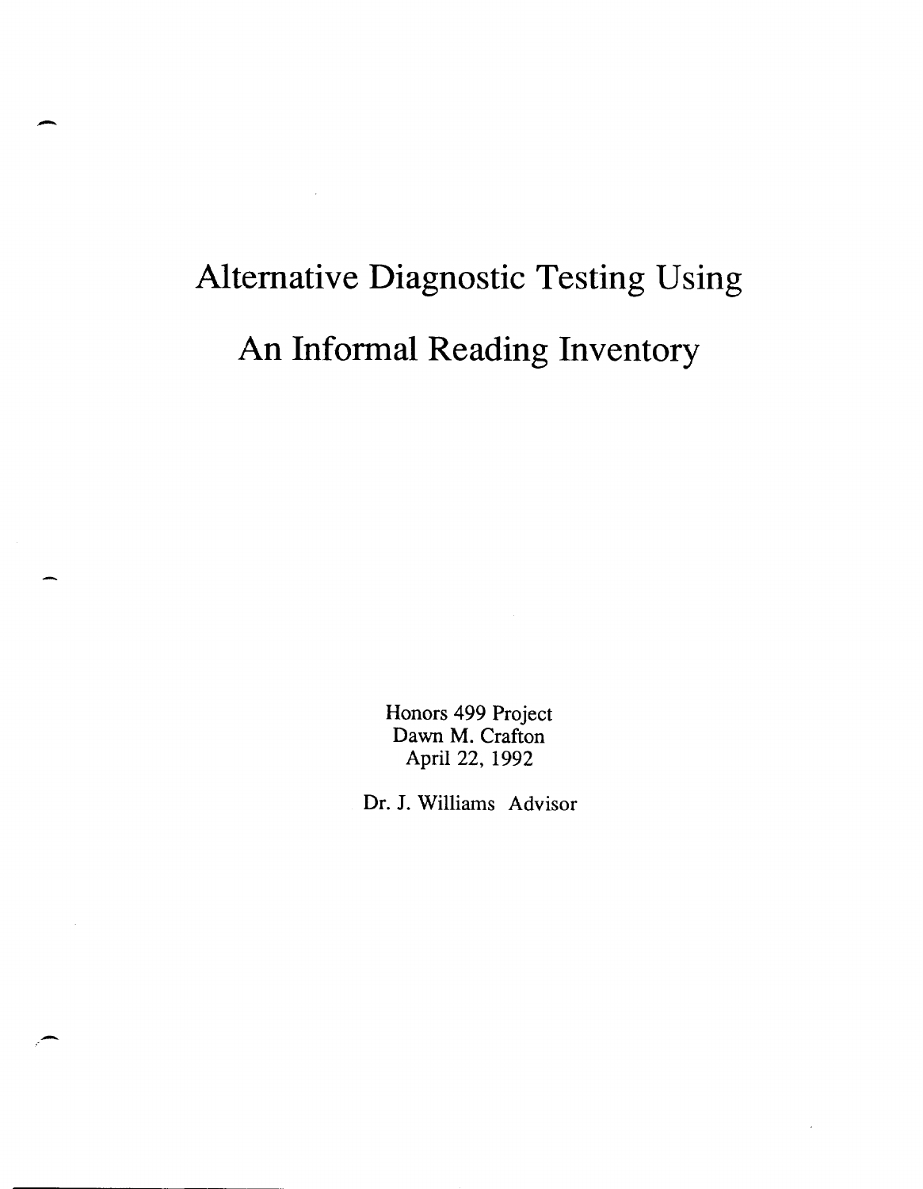# Alternative Diagnostic Testing Using An Informal Reading Inventory

Honors 499 Project
Dawn M. Crafton
April 22, 1992

Dr. J. Williams Advisor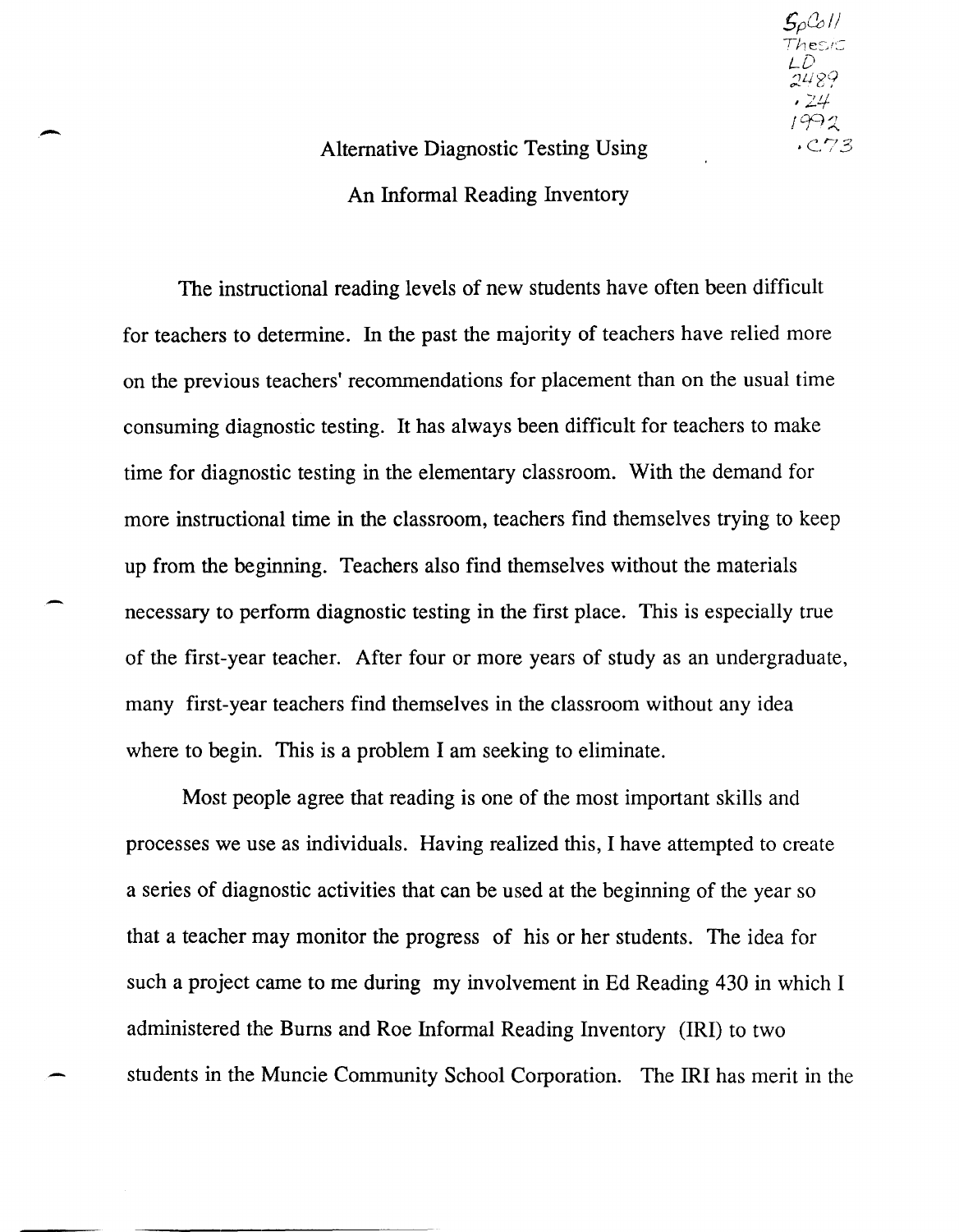SpColl
Thesis
LD
2489
.Z4
1992
.C73

# Alternative Diagnostic Testing Using An Informal Reading Inventory

The instructional reading levels of new students have often been difficult for teachers to determine. In the past the majority of teachers have relied more on the previous teachers' recommendations for placement than on the usual time consuming diagnostic testing. It has always been difficult for teachers to make time for diagnostic testing in the elementary classroom. With the demand for more instructional time in the classroom, teachers find themselves trying to keep up from the beginning. Teachers also find themselves without the materials necessary to perform diagnostic testing in the first place. This is especially true of the first-year teacher. After four or more years of study as an undergraduate, many first-year teachers find themselves in the classroom without any idea where to begin. This is a problem I am seeking to eliminate.

Most people agree that reading is one of the most important skills and processes we use as individuals. Having realized this, I have attempted to create a series of diagnostic activities that can be used at the beginning of the year so that a teacher may monitor the progress of his or her students. The idea for such a project came to me during my involvement in Ed Reading 430 in which I administered the Burns and Roe Informal Reading Inventory (IRI) to two students in the Muncie Community School Corporation. The IRI has merit in the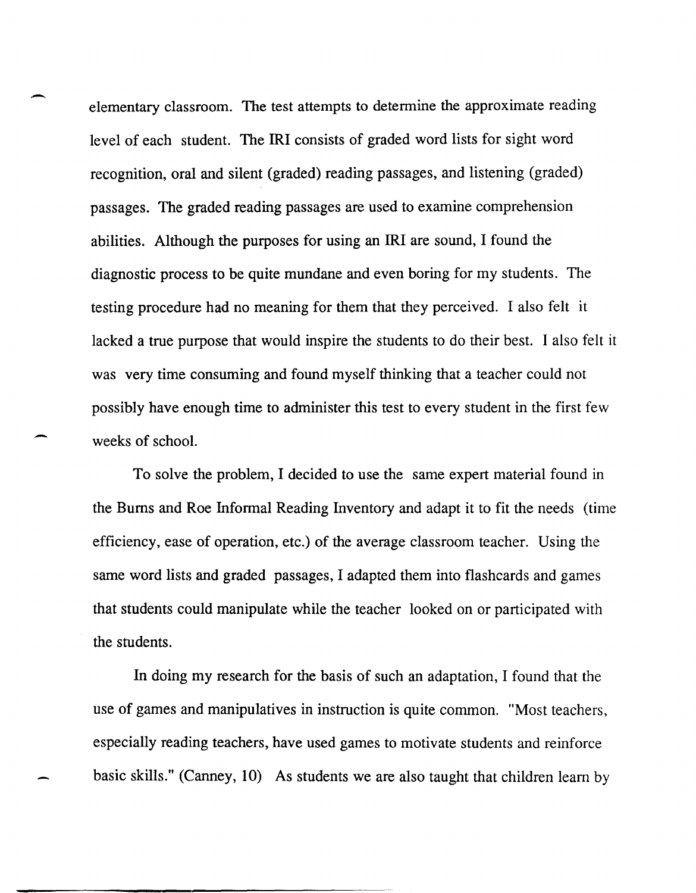elementary classroom. The test attempts to determine the approximate reading level of each student. The IRI consists of graded word lists for sight word recognition, oral and silent (graded) reading passages, and listening (graded) passages. The graded reading passages are used to examine comprehension abilities. Although the purposes for using an IRI are sound, I found the diagnostic process to be quite mundane and even boring for my students. The testing procedure had no meaning for them that they perceived. I also felt it lacked a true purpose that would inspire the students to do their best. I also felt it was very time consuming and found myself thinking that a teacher could not possibly have enough time to administer this test to every student in the first few weeks of school.

To solve the problem, I decided to use the same expert material found in the Burns and Roe Informal Reading Inventory and adapt it to fit the needs (time efficiency, ease of operation, etc.) of the average classroom teacher. Using the same word lists and graded passages, I adapted them into flashcards and games that students could manipulate while the teacher looked on or participated with the students.

In doing my research for the basis of such an adaptation, I found that the use of games and manipulatives in instruction is quite common. "Most teachers, especially reading teachers, have used games to motivate students and reinforce basic skills." (Canney, 10) As students we are also taught that children learn by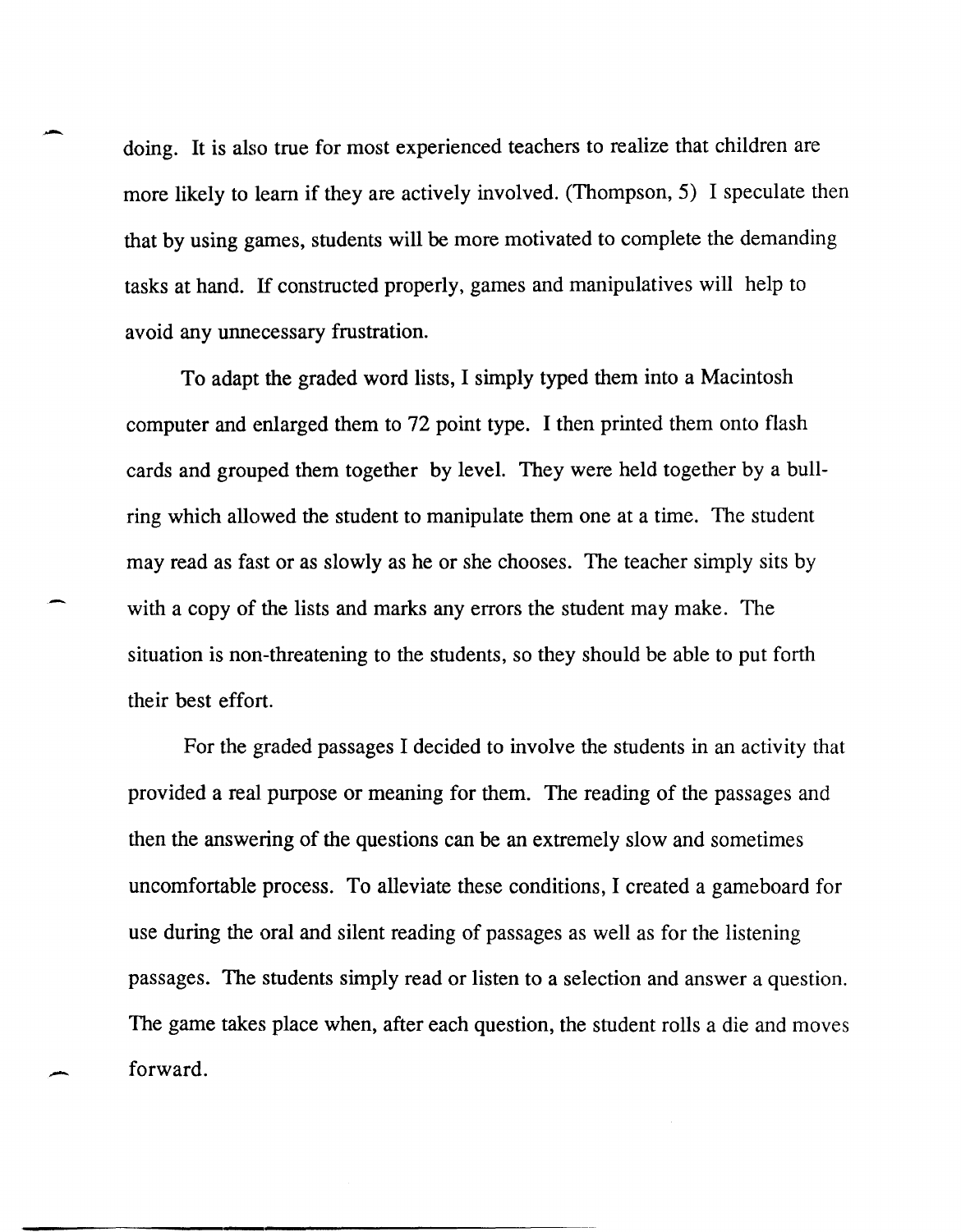doing. It is also true for most experienced teachers to realize that children are more likely to learn if they are actively involved. (Thompson, 5) I speculate then that by using games, students will be more motivated to complete the demanding tasks at hand. If constructed properly, games and manipulatives will help to avoid any unnecessary frustration.

To adapt the graded word lists, I simply typed them into a Macintosh computer and enlarged them to 72 point type. I then printed them onto flash cards and grouped them together by level. They were held together by a bull-ring which allowed the student to manipulate them one at a time. The student may read as fast or as slowly as he or she chooses. The teacher simply sits by with a copy of the lists and marks any errors the student may make. The situation is non-threatening to the students, so they should be able to put forth their best effort.

For the graded passages I decided to involve the students in an activity that provided a real purpose or meaning for them. The reading of the passages and then the answering of the questions can be an extremely slow and sometimes uncomfortable process. To alleviate these conditions, I created a gameboard for use during the oral and silent reading of passages as well as for the listening passages. The students simply read or listen to a selection and answer a question. The game takes place when, after each question, the student rolls a die and moves forward.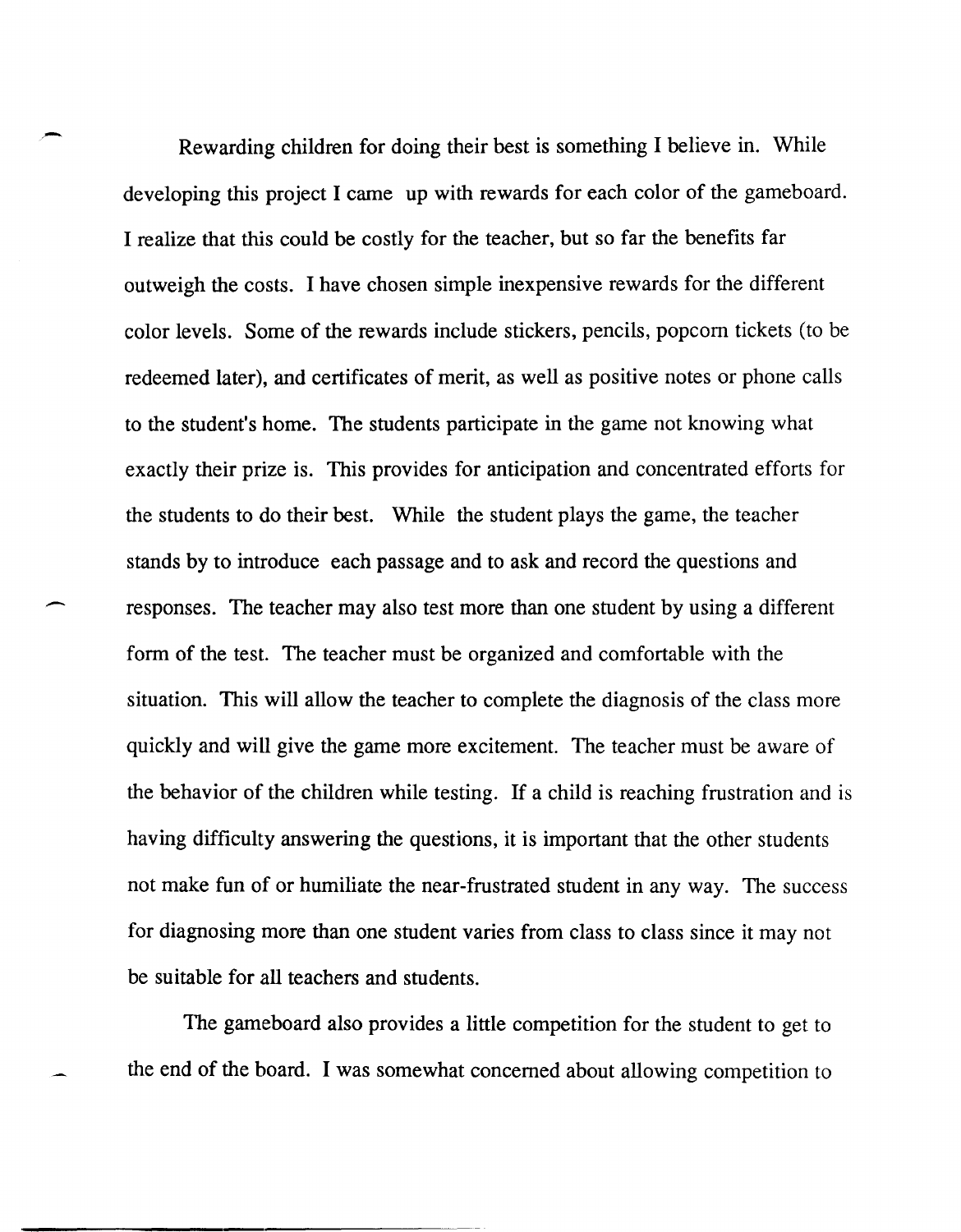Rewarding children for doing their best is something I believe in. While developing this project I came up with rewards for each color of the gameboard. I realize that this could be costly for the teacher, but so far the benefits far outweigh the costs. I have chosen simple inexpensive rewards for the different color levels. Some of the rewards include stickers, pencils, popcorn tickets (to be redeemed later), and certificates of merit, as well as positive notes or phone calls to the student's home. The students participate in the game not knowing what exactly their prize is. This provides for anticipation and concentrated efforts for the students to do their best. While the student plays the game, the teacher stands by to introduce each passage and to ask and record the questions and responses. The teacher may also test more than one student by using a different form of the test. The teacher must be organized and comfortable with the situation. This will allow the teacher to complete the diagnosis of the class more quickly and will give the game more excitement. The teacher must be aware of the behavior of the children while testing. If a child is reaching frustration and is having difficulty answering the questions, it is important that the other students not make fun of or humiliate the near-frustrated student in any way. The success for diagnosing more than one student varies from class to class since it may not be suitable for all teachers and students.

The gameboard also provides a little competition for the student to get to the end of the board. I was somewhat concerned about allowing competition to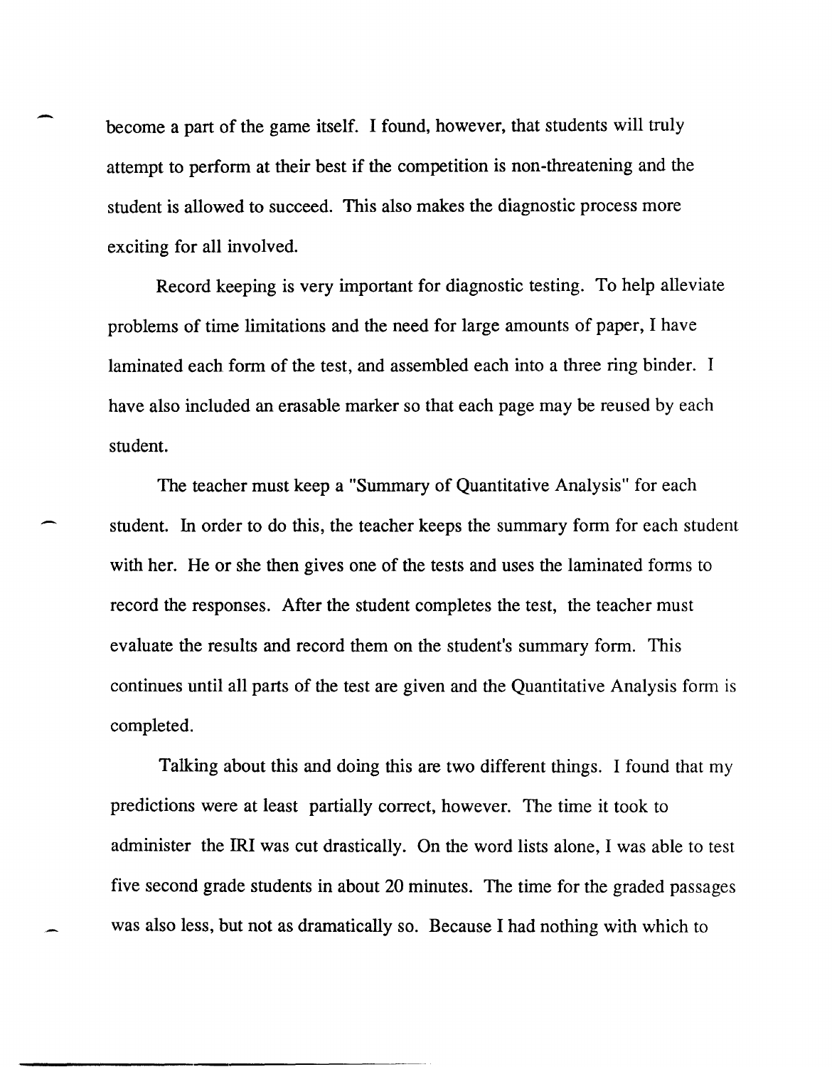become a part of the game itself. I found, however, that students will truly attempt to perform at their best if the competition is non-threatening and the student is allowed to succeed. This also makes the diagnostic process more exciting for all involved.

Record keeping is very important for diagnostic testing. To help alleviate problems of time limitations and the need for large amounts of paper, I have laminated each form of the test, and assembled each into a three ring binder. I have also included an erasable marker so that each page may be reused by each student.

The teacher must keep a "Summary of Quantitative Analysis" for each student. In order to do this, the teacher keeps the summary form for each student with her. He or she then gives one of the tests and uses the laminated forms to record the responses. After the student completes the test, the teacher must evaluate the results and record them on the student's summary form. This continues until all parts of the test are given and the Quantitative Analysis form is completed.

Talking about this and doing this are two different things. I found that my predictions were at least partially correct, however. The time it took to administer the IRI was cut drastically. On the word lists alone, I was able to test five second grade students in about 20 minutes. The time for the graded passages was also less, but not as dramatically so. Because I had nothing with which to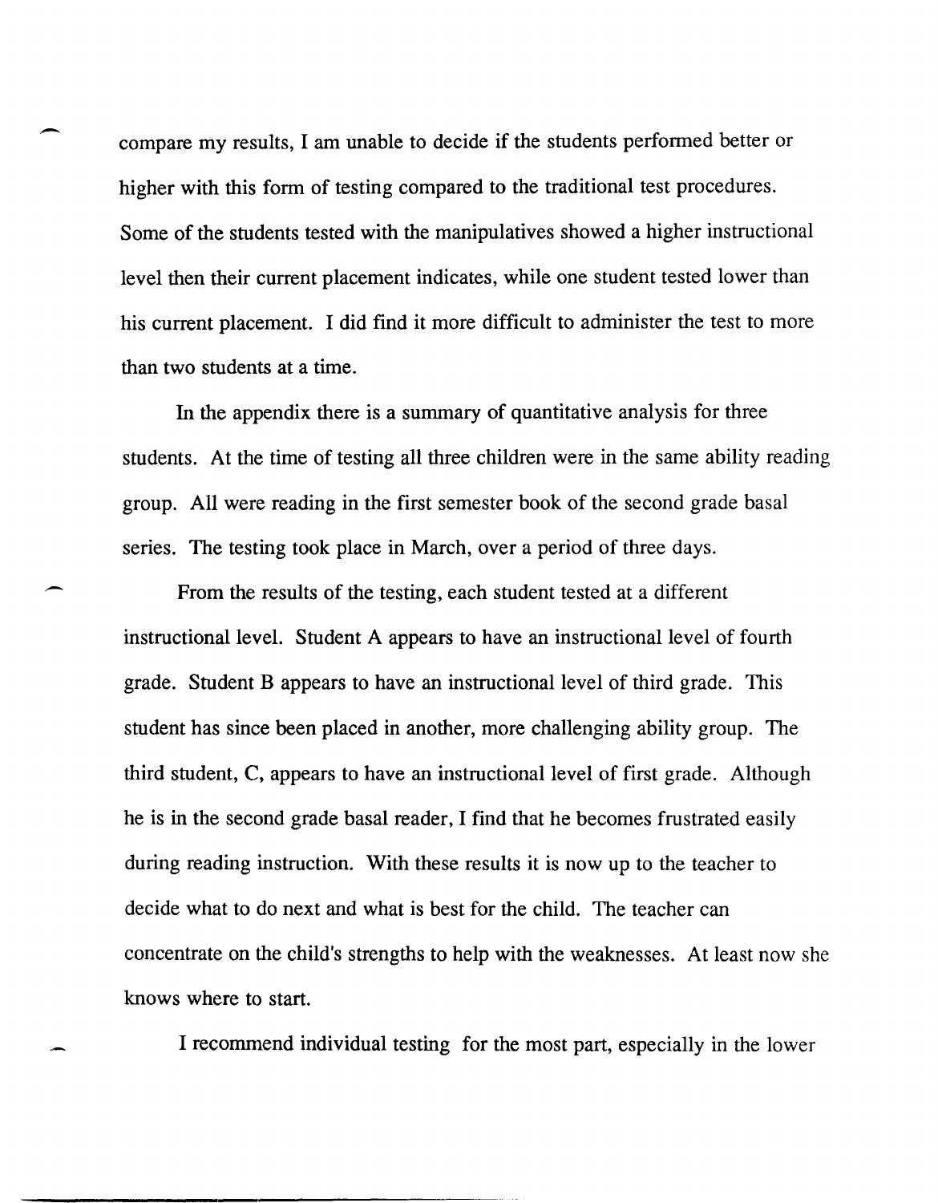compare my results, I am unable to decide if the students performed better or higher with this form of testing compared to the traditional test procedures. Some of the students tested with the manipulatives showed a higher instructional level then their current placement indicates, while one student tested lower than his current placement. I did find it more difficult to administer the test to more than two students at a time.

In the appendix there is a summary of quantitative analysis for three students. At the time of testing all three children were in the same ability reading group. All were reading in the first semester book of the second grade basal series. The testing took place in March, over a period of three days.

From the results of the testing, each student tested at a different instructional level. Student A appears to have an instructional level of fourth grade. Student B appears to have an instructional level of third grade. This student has since been placed in another, more challenging ability group. The third student, C, appears to have an instructional level of first grade. Although he is in the second grade basal reader, I find that he becomes frustrated easily during reading instruction. With these results it is now up to the teacher to decide what to do next and what is best for the child. The teacher can concentrate on the child's strengths to help with the weaknesses. At least now she knows where to start.

I recommend individual testing for the most part, especially in the lower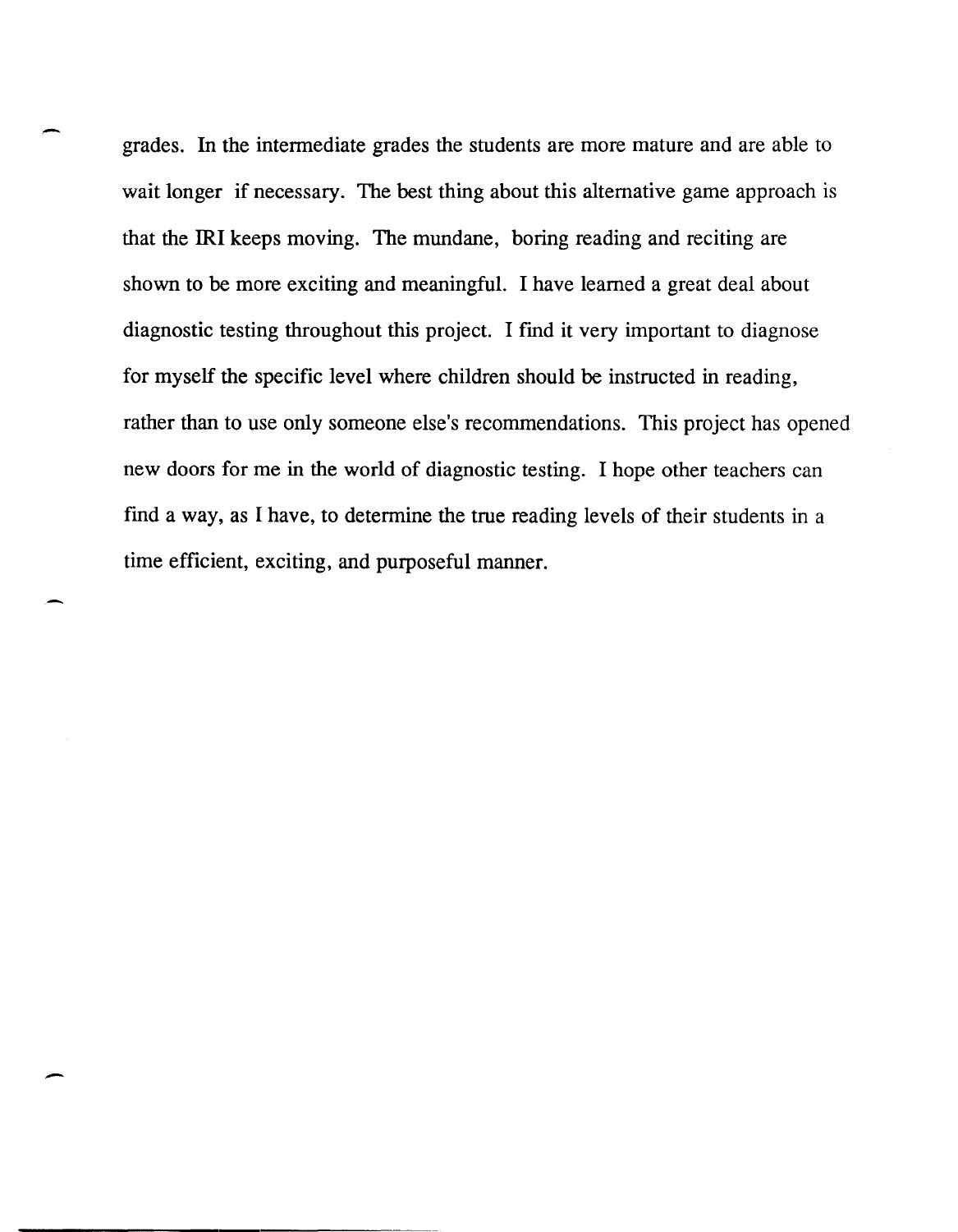grades. In the intermediate grades the students are more mature and are able to wait longer if necessary. The best thing about this alternative game approach is that the IRI keeps moving. The mundane, boring reading and reciting are shown to be more exciting and meaningful. I have learned a great deal about diagnostic testing throughout this project. I find it very important to diagnose for myself the specific level where children should be instructed in reading, rather than to use only someone else's recommendations. This project has opened new doors for me in the world of diagnostic testing. I hope other teachers can find a way, as I have, to determine the true reading levels of their students in a time efficient, exciting, and purposeful manner.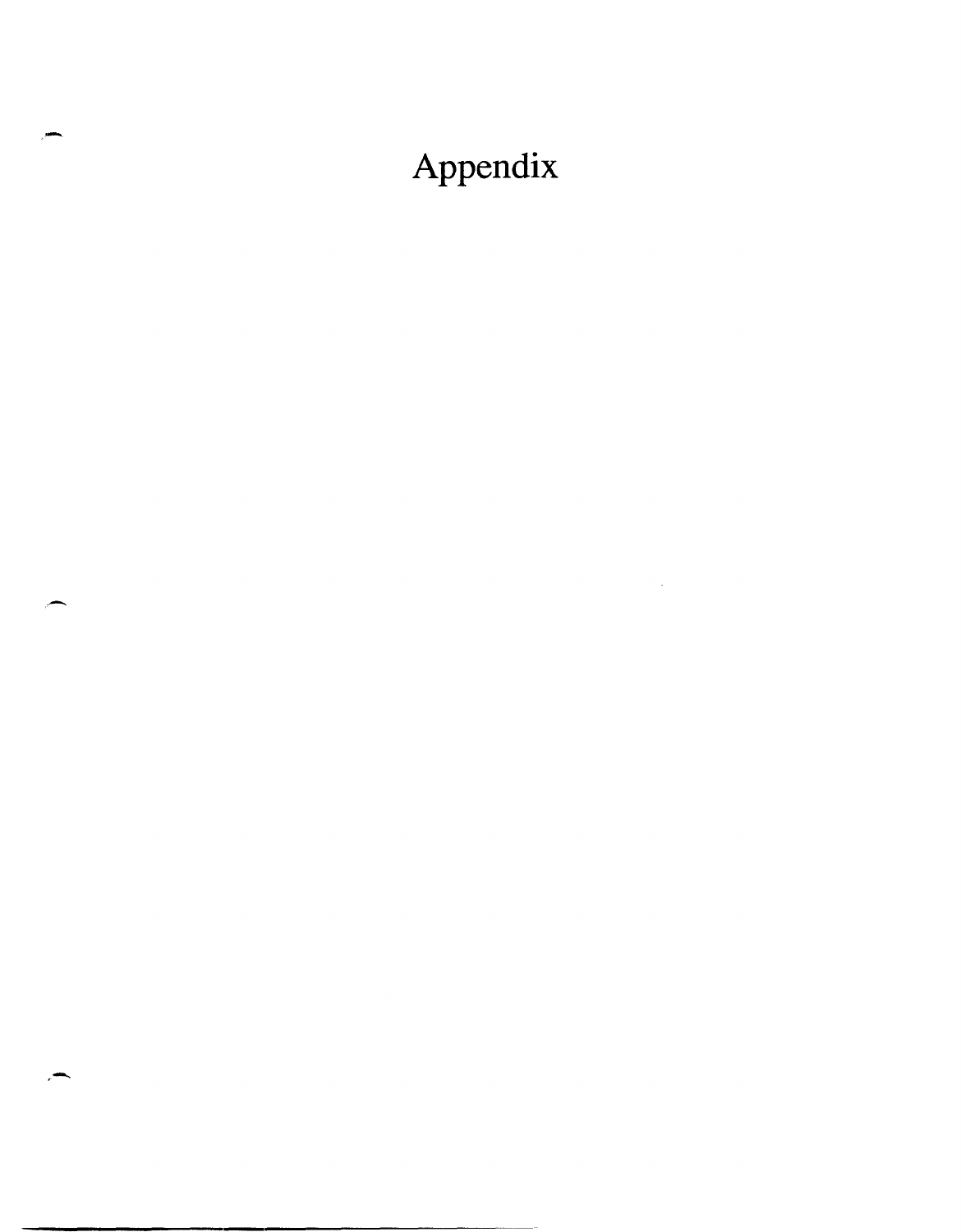# Appendix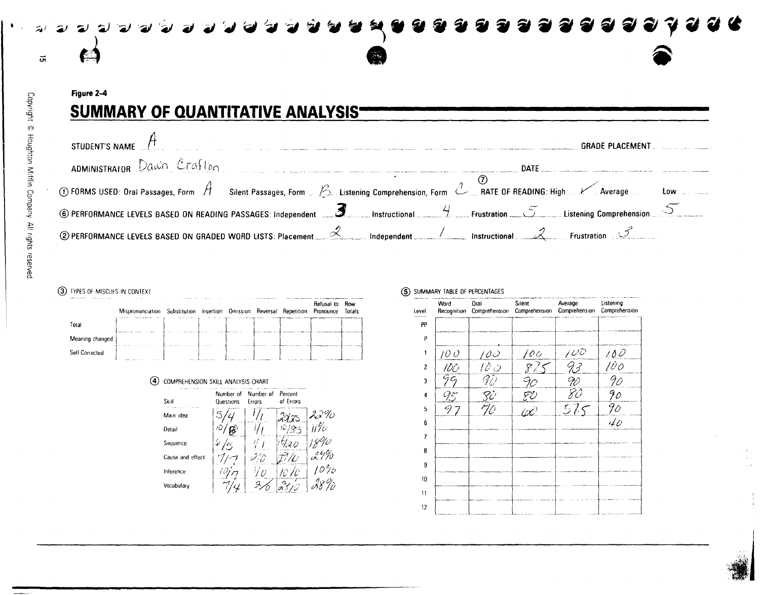**Figure 2-4**

# SUMMARY OF QUANTITATIVE ANALYSIS

STUDENT'S NAME A GRADE PLACEMENT

ADMINISTRATOR Dawn Crafton DATE

① FORMS USED: Oral Passages, Form A Silent Passages, Form B Listening Comprehension, Form C ⑦ RATE OF READING: High ✓ Average Low

⑥ PERFORMANCE LEVELS BASED ON READING PASSAGES: Independent 3 Instructional 4 Frustration 5 Listening Comprehension 5

② PERFORMANCE LEVELS BASED ON GRADED WORD LISTS: Placement 2 Independent 1 Instructional 2 Frustration 3

③ TYPES OF MISCUES IN CONTEXT

| | Mispronunciation | Substitution | Insertion | Omission | Reversal | Repetition | Refusal to Pronounce | Row Totals |
|---|---|---|---|---|---|---|---|---|
| Total | | | | | | | | |
| Meaning changed | | | | | | | | |
| Self-Corrected | | | | | | | | |

④ COMPREHENSION SKILL ANALYSIS CHART

| Skill | Number of Questions | Number of Errors | Percent of Errors | |
|---|---|---|---|---|
| Main idea | 5/4 | 1/1 | 2/9 25 | 22% |
| Detail | 10/8 | 1/1 | 10/85 | 11% |
| Sequence | 6/5 | 1/1 | 16/20 | 18% |
| Cause and effect | 7/7 | 2/0 | 29/0 | 29% |
| Inference | 10/7 | 1/0 | 10/0 | 10% |
| Vocabulary | 7/4 | 3/6 | 28/0 | 28% |

⑤ SUMMARY TABLE OF PERCENTAGES

| Level | Word Recognition | Oral Comprehension | Silent Comprehension | Average Comprehension | Listening Comprehension |
|---|---|---|---|---|---|
| PP | | | | | |
| P | | | | | |
| 1 | 100 | 100 | 100 | 100 | 100 |
| 2 | 100 | 100 | 87.5 | 93 | 100 |
| 3 | 99 | 90 | 90 | 90 | 90 |
| 4 | 95 | 80 | 80 | 80 | 90 |
| 5 | 97 | 70 | 60 | 57.5 | 90 |
| 6 | | | | | 40 |
| 7 | | | | | |
| 8 | | | | | |
| 9 | | | | | |
| 10 | | | | | |
| 11 | | | | | |
| 12 | | | | | |

Copyright © Houghton Mifflin Company. All rights reserved.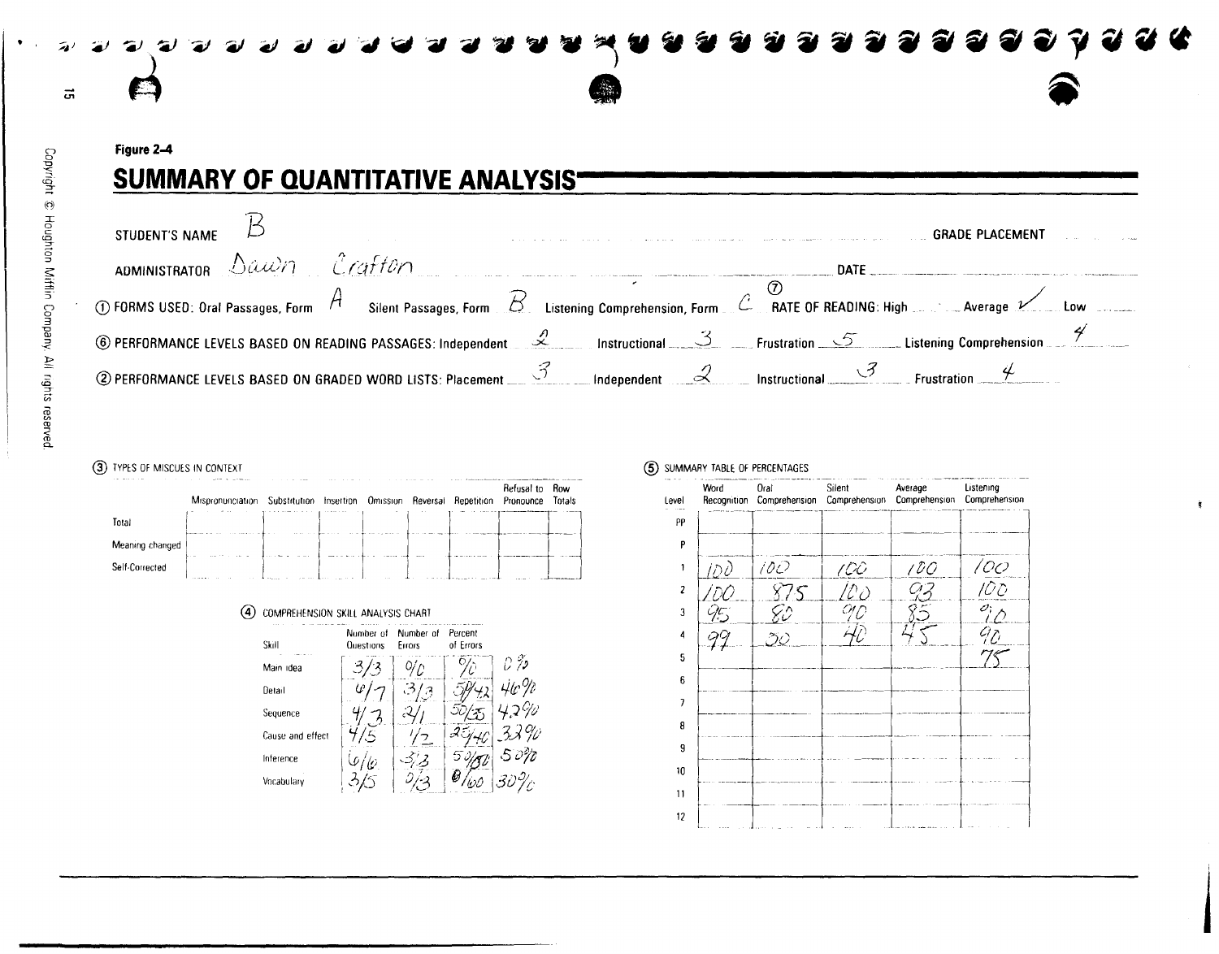Figure 2-4

# SUMMARY OF QUANTITATIVE ANALYSIS

STUDENT'S NAME B GRADE PLACEMENT

ADMINISTRATOR Dawn Crafton DATE

① FORMS USED: Oral Passages, Form A Silent Passages, Form B Listening Comprehension, Form C ⑦ RATE OF READING: High Average ✓ Low

⑥ PERFORMANCE LEVELS BASED ON READING PASSAGES: Independent 2 Instructional 3 Frustration 5 Listening Comprehension 4

② PERFORMANCE LEVELS BASED ON GRADED WORD LISTS: Placement 3 Independent 2 Instructional 3 Frustration 4

③ TYPES OF MISCUES IN CONTEXT

| | Mispronunciation | Substitution | Insertion | Omission | Reversal | Repetition | Refusal to Pronounce | Row Totals |
|---|---|---|---|---|---|---|---|---|
| Total | | | | | | | | |
| Meaning changed | | | | | | | | |
| Self-Corrected | | | | | | | | |

④ COMPREHENSION SKILL ANALYSIS CHART

| Skill | Number of Questions | Number of Errors | Percent of Errors | |
|---|---|---|---|---|
| Main idea | 3/3 | 0/0 | 0/0 | 0% |
| Detail | 6/7 | 3/3 | 58/42 | 46% |
| Sequence | 4/3 | 2/1 | 50/35 | 42% |
| Cause and effect | 4/5 | 1/2 | 25/40 | 32% |
| Inference | 6/6 | 3/3 | 50/50 | 50% |
| Vocabulary | 3/5 | 0/3 | 0/60 | 30% |

⑤ SUMMARY TABLE OF PERCENTAGES

| Level | Word Recognition | Oral Comprehension | Silent Comprehension | Average Comprehension | Listening Comprehension |
|---|---|---|---|---|---|
| PP | | | | | |
| P | | | | | |
| 1 | 100 | 100 | 100 | 100 | 100 |
| 2 | 100 | 87.5 | 100 | 93 | 100 |
| 3 | 95 | 80 | 90 | 85 | 90 |
| 4 | 99 | 50 | 40 | 45 | 90 |
| 5 | | | | | 75 |
| 6 | | | | | |
| 7 | | | | | |
| 8 | | | | | |
| 9 | | | | | |
| 10 | | | | | |
| 11 | | | | | |
| 12 | | | | | |

Copyright © Houghton Mifflin Company. All rights reserved.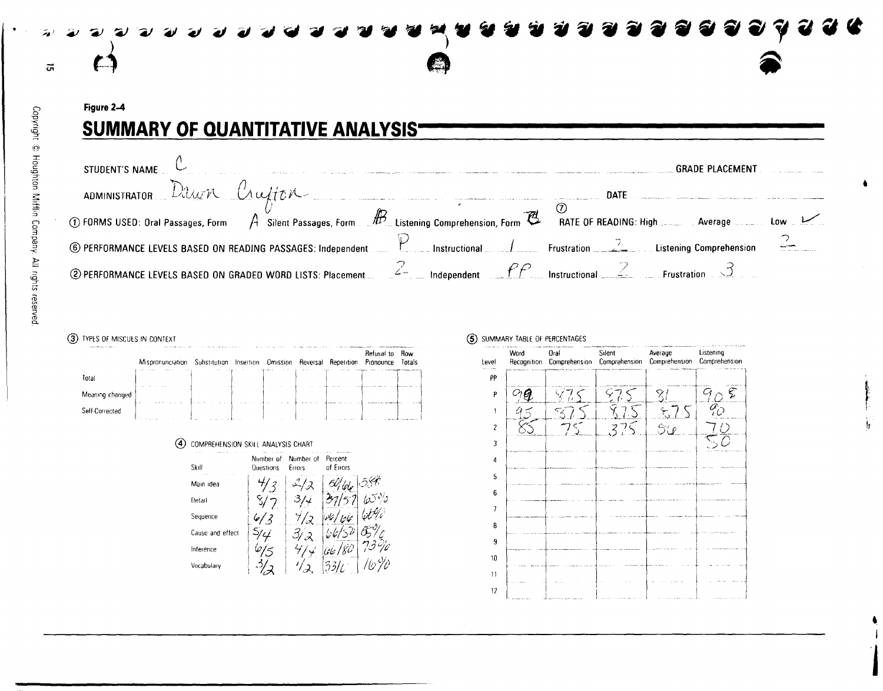Figure 2-4

# SUMMARY OF QUANTITATIVE ANALYSIS

STUDENT'S NAME C GRADE PLACEMENT

ADMINISTRATOR Dawn Crafton DATE

① FORMS USED: Oral Passages, Form A Silent Passages, Form AB Listening Comprehension, Form B ⑦ RATE OF READING: High ___ Average ___ Low ✓

⑥ PERFORMANCE LEVELS BASED ON READING PASSAGES: Independent P Instructional 1 Frustration 2 Listening Comprehension 2

② PERFORMANCE LEVELS BASED ON GRADED WORD LISTS: Placement 2 Independent PP Instructional 2 Frustration 3

③ TYPES OF MISCUES IN CONTEXT

| | Mispronunciation | Substitution | Insertion | Omission | Reversal | Repetition | Refusal to Pronounce | Row Totals |
|---|---|---|---|---|---|---|---|---|
| Total | | | | | | | | |
| Meaning changed | | | | | | | | |
| Self-Corrected | | | | | | | | |

④ COMPREHENSION SKILL ANALYSIS CHART

| Skill | Number of Questions | Number of Errors | Percent of Errors | |
|---|---|---|---|---|
| Main idea | 4/3 | 2/2 | 60/66 | 58% |
| Detail | 8/7 | 3/4 | 37/57 | 65% |
| Sequence | 6/3 | 4/2 | 66/66 | 66% |
| Cause and effect | 5/4 | 3/2 | 66/50 | 65% |
| Inference | 6/5 | 4/4 | 66/80 | 73% |
| Vocabulary | 3/2 | 1/2 | 33/0 | 16% |

⑤ SUMMARY TABLE OF PERCENTAGES

| Level | Word Recognition | Oral Comprehension | Silent Comprehension | Average Comprehension | Listening Comprehension |
|---|---|---|---|---|---|
| PP | | | | | |
| P | 98 | 87.5 | 87.5 | 81 | 90 E |
| 1 | 95 | 87.5 | 87.5 | 87.5 | 90 |
| 2 | 85 | 75 | 37.5 | 56 | 70 |
| 3 | | | | | 50 |
| 4 | | | | | |
| 5 | | | | | |
| 6 | | | | | |
| 7 | | | | | |
| 8 | | | | | |
| 9 | | | | | |
| 10 | | | | | |
| 11 | | | | | |
| 12 | | | | | |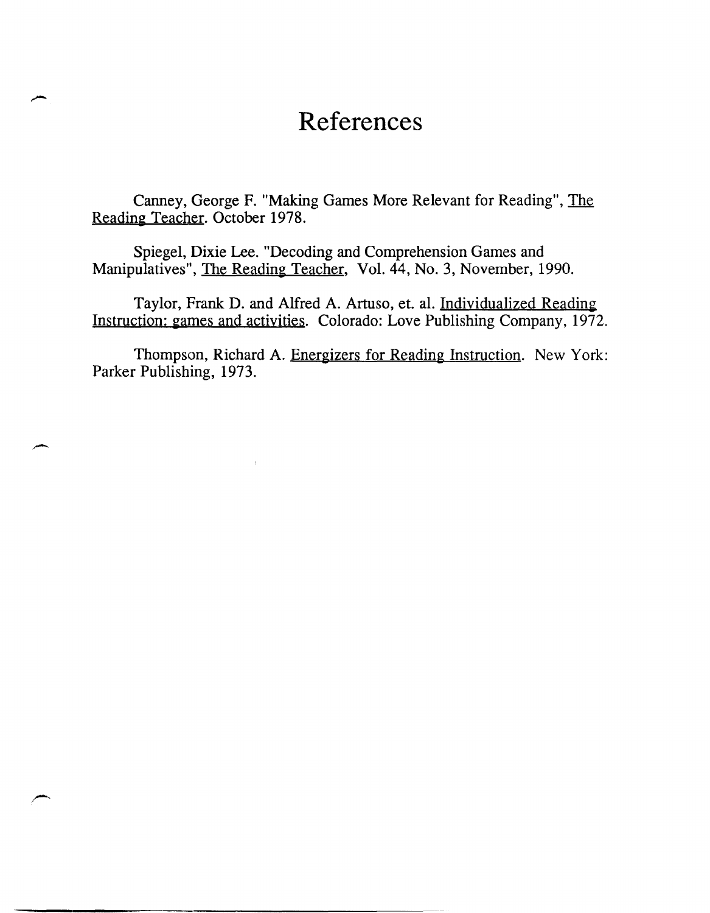# References

Canney, George F. "Making Games More Relevant for Reading", The Reading Teacher. October 1978.

Spiegel, Dixie Lee. "Decoding and Comprehension Games and Manipulatives", The Reading Teacher, Vol. 44, No. 3, November, 1990.

Taylor, Frank D. and Alfred A. Artuso, et. al. Individualized Reading Instruction: games and activities. Colorado: Love Publishing Company, 1972.

Thompson, Richard A. Energizers for Reading Instruction. New York: Parker Publishing, 1973.